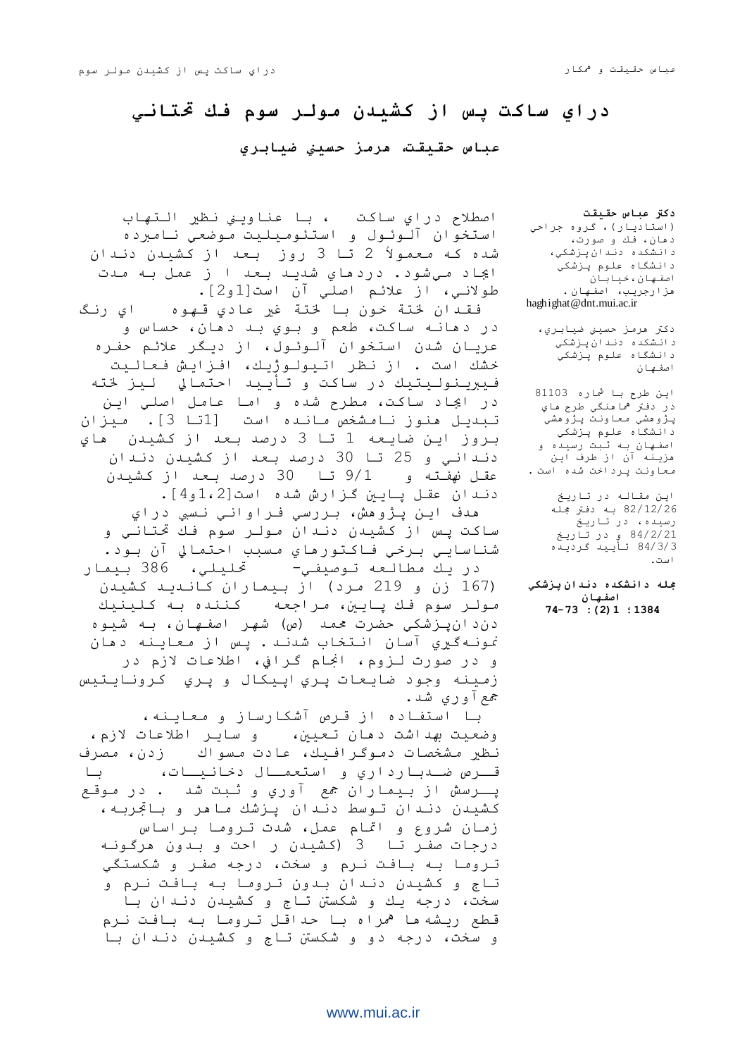# دراي ساکت پس از کشيدن مولر سوم فک تحتاني

**عباس حقيقت، هرمز حسيني ضيابري**

**دکتر عباس حقيقت**
(استاديار)، گروه جراحي دهان، فک و صورت، دانشکده دندانپزشکي، دانشگاه علوم پزشکي اصفهان،خيابان هزارجريب، اصفهان.
haghighat@dnt.mui.ac.ir

دکتر هرمز حسيني ضيابري، دانشکده دندانپزشکي دانشگاه علوم پزشکي اصفهان

اين طرح با شماره 81103 در دفتر هماهنگي طرح هاي پژوهشي معاونت پژوهشي دانشگاه علوم پزشکي اصفهان به ثبت رسيده و هزينه آن از طرف اين معاونت پرداخت شده است.

اين مقاله در تاريخ 82/12/26 به دفتر مجله رسيده، در تاريخ 84/2/21 و در تاريخ 84/3/3 تأييد گرديده است.

**مجله دانشکده دندانپزشکي اصفهان**
**1384 ؛ 1(2) : 73-74**

اصطلاح دراي ساکت، با عناويني نظير التهاب استخوان آلوئول و استئوميليت موضعي نامبرده شده که معمولاً 2 تا 3 روز بعد از کشيدن دندان ايجاد مي‌شود. دردهاي شديد بعد ا ز عمل به مدت طولاني، از علائم اصلي آن است[1و2].

فقدان لختة خون با لختة غير عادي قهوه اي رنگ در دهانه ساکت، طعم و بوي بد دهان، حساس و عريان شدن استخوان آلوئول، از ديگر علائم حفره خشک است. از نظر اتيولوژيک، افزايش فعاليت فيبرينوليتيک در ساکت و تأييد احتمالي ليز لخته در ايجاد ساکت، مطرح شده و اما عامل اصلي اين تبديل هنوز نامشخص مانده است [1تا 3]. ميزان بروز اين ضايعه 1 تا 3 درصد بعد از کشيدن هاي دنداني و 25 تا 30 درصد بعد از کشيدن دندان عقل نهفته و 9/1 تا 30 درصد بعد از کشيدن دندان عقل پايين گزارش شده است[2،1و4].

هدف اين پژوهش، بررسي فراواني نسبي دراي ساکت پس از کشيدن دندان مولر سوم فک تحتاني و شناسايي برخي فاکتورهاي مسبب احتمالي آن بود.

در يک مطالعه توصيفي- تحليلي، 386 بيمار (167 زن و 219 مرد) از بيماران کانديد کشيدن مولر سوم فک پايين، مراجعه کننده به کلينيک دندانپزشکي حضرت محمد (ص) شهر اصفهان، به شيوه نمونه‌گيري آسان انتخاب شدند. پس از معاينه دهان و در صورت لزوم، انجام گرافي، اطلاعات لازم در زمينه وجود ضايعات پري اپيکال و پري کرونايتيس جمع‌آوري شد.

با استفاده از قرص آشکارساز و معاينه، وضعيت بهداشت دهان تعيين، و ساير اطلاعات لازم، نظير مشخصات دموگرافيک، عادت مسواک زدن، مصرف قرص ضدبارداري و استعمال دخانيات، با پرسش از بيماران جمع آوري و ثبت شد . در موقع کشيدن دندان توسط دندان پزشک ماهر و باتجربه، زمان شروع و اتمام عمل، شدت تروما براساس درجات صفر تا 3 (کشيدن ر احت و بدون هرگونه تروما به بافت نرم و سخت، درجه صفر و شکستگي تاج و کشيدن دندان بدون تروما به بافت نرم و سخت، درجه يک و شکستن تاج و کشيدن دندان با قطع ريشه ها همراه با حداقل تروما به بافت نرم و سخت، درجه دو و شکستن تاج و کشيدن دندان با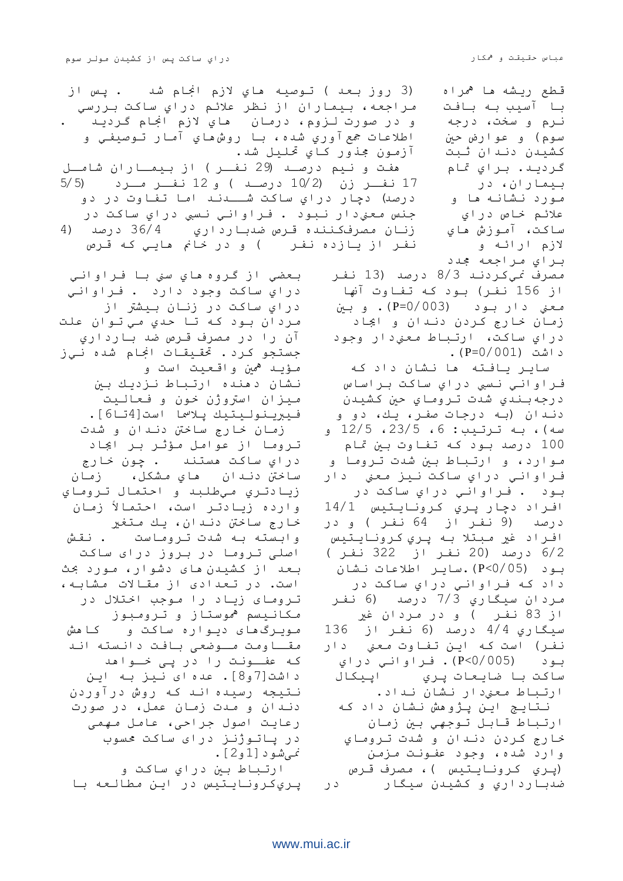قطع ريشه ها همراه با آسيب به بافت نرم و سخت، درجه سوم) و عوارض حين كشيدن دندان ثبت گرديد. براي تمام بيماران، در مورد نشانه ها و علائم خاص دراي ساكت، آموزش هاي لازم ارائه و براي مراجعه مجدد (3 روز بعد) توصيه هاي لازم انجام شد. پس از مراجعه، بيماران از نظر علائم دراي ساكت بررسي و در صورت لزوم، درمان هاي لازم انجام گرديد. اطلاعات جمع آوري شده، با روشهاي آمار توصيفي و آزمون مجذور كاي تحليل شد.

هفت و نيم درصد (29 نفر) از بيماران شامل 17 نفر زن (10/2 درصد) و 12 نفر مرد (5/5 درصد) دچار دراي ساكت شدند اما تفاوت در دو جنس معني‌دار نبود. فراواني نسبي دراي ساكت در زنان مصرفكننده قرص ضدبارداري 36/4 درصد (4 نفر از يازده نفر) و در خانم هايي كه قرص مصرف نمي‌كردند 8/3 درصد (13 نفر از 156 نفر) بود كه تفاوت آنها معني دار بود (P=0/003). و بين زمان خارج كردن دندان و ايجاد دراي ساكت، ارتباط معني‌دار وجود داشت (P=0/001).

ساير يافته ها نشان داد كه فراواني نسبي دراي ساكت براساس درجه‌بندي شدت تروماي حين كشيدن دندان (به درجات صفر، يك، دو و سه)، به ترتيب: 6، 23/5، 12/5 و 100 درصد بود كه تفاوت بين تمام موارد، و ارتباط بين شدت تروما و فراواني دراي ساكت نيز معني دار بود. فراواني دراي ساكت در افراد دچار پري كرونايتيس 14/1 درصد (9 نفر از 64 نفر) و در افراد غير مبتلا به پري‌كرونايتيس 6/2 درصد (20 نفر از 322 نفر) بود (P<0/05). ساير اطلاعات نشان داد كه فراواني دراي ساكت در مردان سيگاري 7/3 درصد (6 نفر از 83 نفر) و در مردان غير سيگاري 4/4 درصد (6 نفر از 136 نفر) است كه اين تفاوت معني دار بود (P<0/005). فراواني دراي ساكت با ضايعات پري اپيكال ارتباط معني‌دار نشان نداد.

نتايج اين پژوهش نشان داد كه ارتباط قابل توجهي بين زمان خارج كردن دندان و شدت تروماي وارد شده، وجود عفونت مزمن (پري كرونايتيس)، مصرف قرص ضدبارداري و كشيدن سيگار در بعضي از گروه هاي سني با فراواني دراي ساكت وجود دارد. فراواني دراي ساكت در زنان بيشتر از مردان بود كه تا حدي مي توان علت آن را در مصرف قرص ضد بارداري جستجو كرد. تحقيقات انجام شده نيز مؤيد همين واقعيت است و نشان دهنده ارتباط نزديك بين ميزان استروژن خون و فعاليت فيبرينوليتيك پلاسما است[4تا6].

زمان خارج ساختن دندان و شدت تروما از عوامل مؤثر بر ايجاد دراي ساكت هستند. چون خارج ساختن دندان هاي مشكل، زمان زيادتري مي‌طلبد و احتمال تروماي وارده زيادتر است، احتمالاً زمان خارج ساختن دندان، يك متغير وابسته به شدت تروماست. نقش اصلی تروما در بروز درای ساکت بعد از کشیدن های دشوار، مورد بحث است. در تعدادی از مقالات مشابه، ترومای زیاد را موجب اختلال در مکانیسم هموستاز و ترومبوز مویرگهای دیواره ساکت و کاهش مقاومت موضعی بافت دانسته اند که عفونت را در پی خواهد داشت[7و8]. عده ای نیز به این نتیجه رسیده اند که روش درآوردن دندان و مدت زمان عمل، در صورت رعایت اصول جراحی، عامل مهمی در پاتوژنز درای ساکت محسوب نمی‌شود[1و2].

ارتباط بين دراي ساكت و پري‌كرونايتيس در اين مطالعه با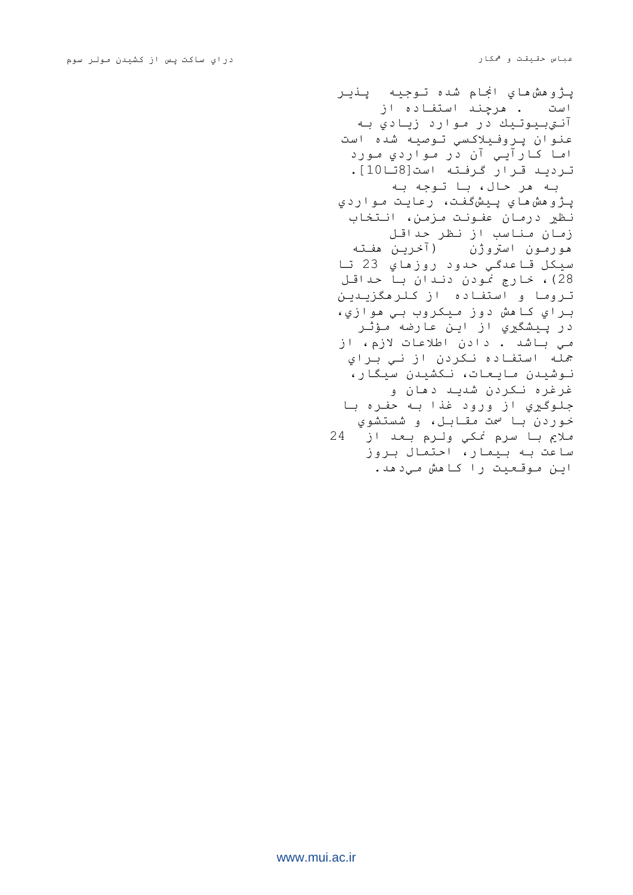پژوهش‌هاي انجام شده توجيه پذير است . هرچند استفاده از آنتي‌بيوتيك در موارد زيادي به عنوان پروفيلاكسي توصيه شده است اما كارآيي آن در مواردي مورد ترديد قرار گرفته است[8تا10].

به هر حال، با توجه به پژوهش‌هاي پيشگفت، رعايت مواردي نظير درمان عفونت مزمن، انتخاب زمان مناسب از نظر حداقل هورمون استروژن (آخرين هفته سيكل قاعدگي حدود روزهاي 23 تا 28)، خارج نمودن دندان با حداقل تروما و استفاده از كلرهگزيدين براي كاهش دوز ميكروب بي هوازي، در پيشگيري از اين عارضه مؤثر مي باشد . دادن اطلاعات لازم، از جمله استفاده نكردن از ني براي نوشيدن مايعات، نكشيدن سيگار، غرغره نكردن شديد دهان و جلوگيري از ورود غذا به حفره با خوردن با سمت مقابل، و شستشوي ملايم با سرم نمكي ولرم بعد از 24 ساعت به بيمار، احتمال بروز اين موقعيت را كاهش مي‌دهد.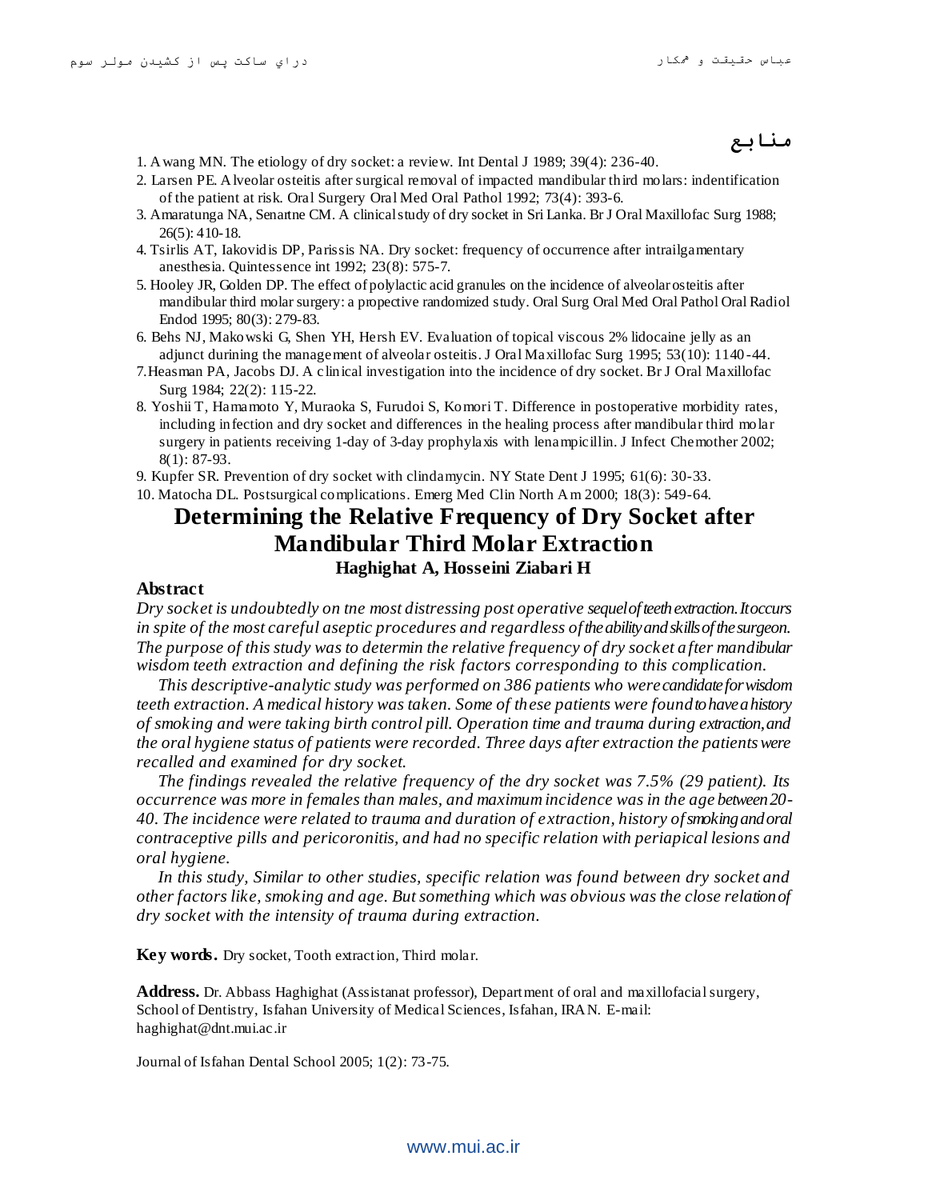## منابع

1. Awang MN. The etiology of dry socket: a review. Int Dental J 1989; 39(4): 236-40.
2. Larsen PE. Alveolar osteitis after surgical removal of impacted mandibular third molars: indentification of the patient at risk. Oral Surgery Oral Med Oral Pathol 1992; 73(4): 393-6.
3. Amaratunga NA, Senartne CM. A clinical study of dry socket in Sri Lanka. Br J Oral Maxillofac Surg 1988; 26(5): 410-18.
4. Tsirlis AT, Iakovidis DP, Parissis NA. Dry socket: frequency of occurrence after intrailgamentary anesthesia. Quintessence int 1992; 23(8): 575-7.
5. Hooley JR, Golden DP. The effect of polylactic acid granules on the incidence of alveolar osteitis after mandibular third molar surgery: a propective randomized study. Oral Surg Oral Med Oral Pathol Oral Radiol Endod 1995; 80(3): 279-83.
6. Behs NJ, Makowski G, Shen YH, Hersh EV. Evaluation of topical viscous 2% lidocaine jelly as an adjunct durining the management of alveolar osteitis. J Oral Maxillofac Surg 1995; 53(10): 1140-44.
7. Heasman PA, Jacobs DJ. A clinical investigation into the incidence of dry socket. Br J Oral Maxillofac Surg 1984; 22(2): 115-22.
8. Yoshii T, Hamamoto Y, Muraoka S, Furudoi S, Komori T. Difference in postoperative morbidity rates, including infection and dry socket and differences in the healing process after mandibular third molar surgery in patients receiving 1-day of 3-day prophylaxis with lenampicillin. J Infect Chemother 2002; 8(1): 87-93.
9. Kupfer SR. Prevention of dry socket with clindamycin. NY State Dent J 1995; 61(6): 30-33.
10. Matocha DL. Postsurgical complications. Emerg Med Clin North Am 2000; 18(3): 549-64.

# Determining the Relative Frequency of Dry Socket after Mandibular Third Molar Extraction

**Haghighat A, Hosseini Ziabari H**

### Abstract

*Dry socket is undoubtedly on tne most distressing post operative sequel of teeth extraction. It occurs in spite of the most careful aseptic procedures and regardless of the ability and skills of the surgeon. The purpose of this study was to determin the relative frequency of dry socket after mandibular wisdom teeth extraction and defining the risk factors corresponding to this complication.*

*This descriptive-analytic study was performed on 386 patients who were candidate for wisdom teeth extraction. A medical history was taken. Some of these patients were found to have a history of smoking and were taking birth control pill. Operation time and trauma during extraction, and the oral hygiene status of patients were recorded. Three days after extraction the patients were recalled and examined for dry socket.*

*The findings revealed the relative frequency of the dry socket was 7.5% (29 patient). Its occurrence was more in females than males, and maximum incidence was in the age between 20-40. The incidence were related to trauma and duration of extraction, history of smoking and oral contraceptive pills and pericoronitis, and had no specific relation with periapical lesions and oral hygiene.*

*In this study, Similar to other studies, specific relation was found between dry socket and other factors like, smoking and age. But something which was obvious was the close relation of dry socket with the intensity of trauma during extraction.*

**Key words.** Dry socket, Tooth extraction, Third molar.

**Address.** Dr. Abbass Haghighat (Assistanat professor), Department of oral and maxillofacial surgery, School of Dentistry, Isfahan University of Medical Sciences, Isfahan, IRAN. E-mail: haghighat@dnt.mui.ac.ir

Journal of Isfahan Dental School 2005; 1(2): 73-75.